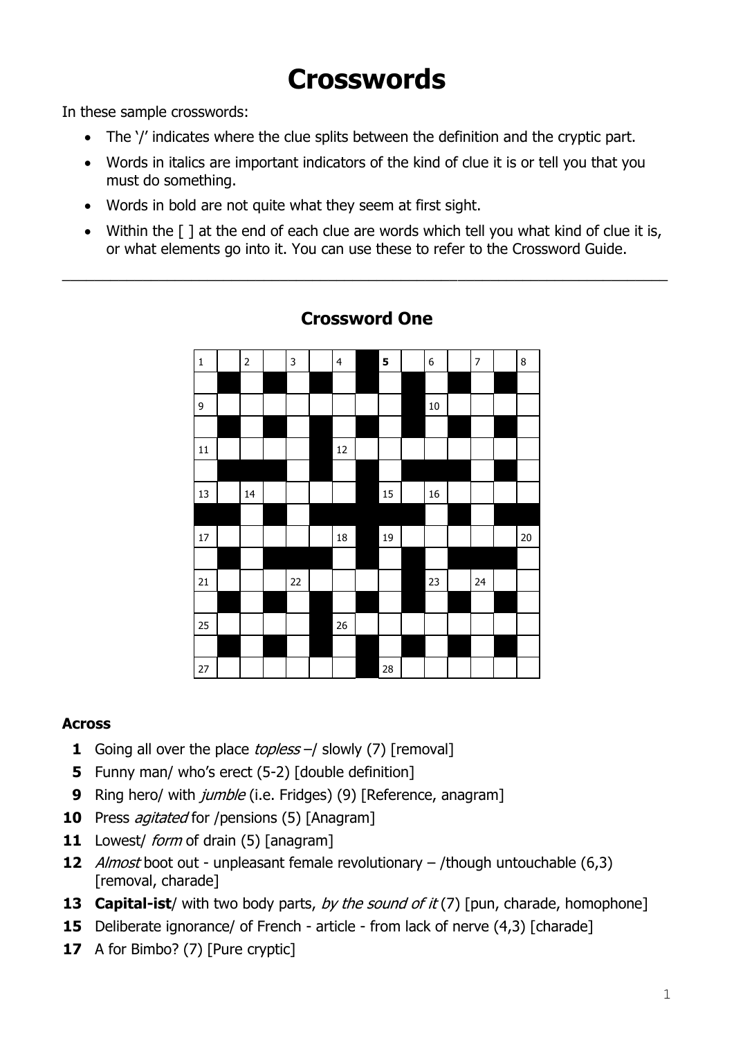# Crosswords

In these sample crosswords:

- The '/' indicates where the clue splits between the definition and the cryptic part.
- Words in italics are important indicators of the kind of clue it is or tell you that you must do something.
- Words in bold are not quite what they seem at first sight.
- Within the [ ] at the end of each clue are words which tell you what kind of clue it is, or what elements go into it. You can use these to refer to the Crossword Guide.

---

## Crossword One

### Across

**1** Going all over the place *topless* –/ slowly (7) [removal]

**5** Funny man/ who's erect (5-2) [double definition]

**9** Ring hero/ with *jumble* (i.e. Fridges) (9) [Reference, anagram]

**10** Press *agitated* for /pensions (5) [Anagram]

**11** Lowest/ *form* of drain (5) [anagram]

**12** *Almost* boot out - unpleasant female revolutionary – /though untouchable (6,3) [removal, charade]

**13** **Capital-ist**/ with two body parts, *by the sound of it* (7) [pun, charade, homophone]

**15** Deliberate ignorance/ of French - article - from lack of nerve (4,3) [charade]

**17** A for Bimbo? (7) [Pure cryptic]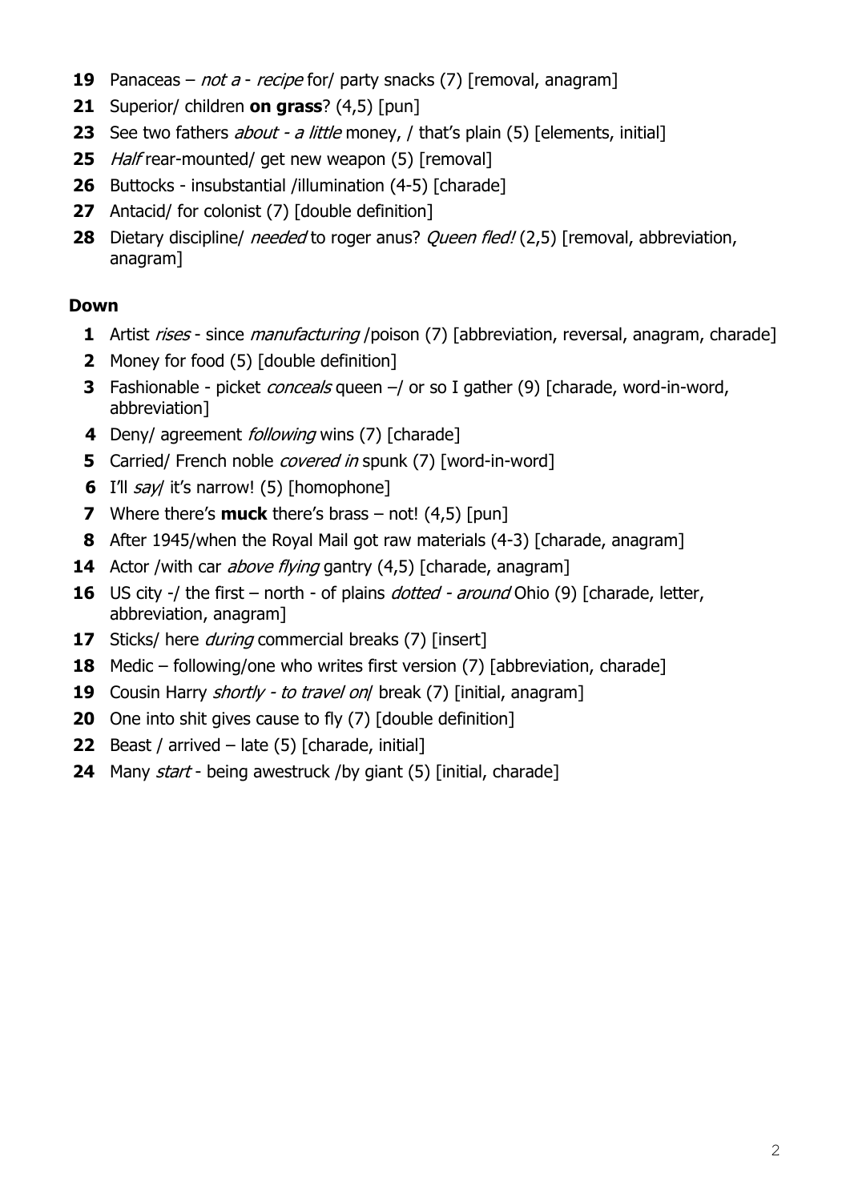**19** Panaceas – *not a - recipe* for/ party snacks (7) [removal, anagram]

**21** Superior/ children **on grass**? (4,5) [pun]

**23** See two fathers *about - a little* money, / that's plain (5) [elements, initial]

**25** *Half* rear-mounted/ get new weapon (5) [removal]

**26** Buttocks - insubstantial /illumination (4-5) [charade]

**27** Antacid/ for colonist (7) [double definition]

**28** Dietary discipline/ *needed* to roger anus? *Queen fled!* (2,5) [removal, abbreviation, anagram]

## Down

**1** Artist *rises* - since *manufacturing* /poison (7) [abbreviation, reversal, anagram, charade]

**2** Money for food (5) [double definition]

**3** Fashionable - picket *conceals* queen –/ or so I gather (9) [charade, word-in-word, abbreviation]

**4** Deny/ agreement *following* wins (7) [charade]

**5** Carried/ French noble *covered in* spunk (7) [word-in-word]

**6** I'll *say*/ it's narrow! (5) [homophone]

**7** Where there's **muck** there's brass – not! (4,5) [pun]

**8** After 1945/when the Royal Mail got raw materials (4-3) [charade, anagram]

**14** Actor /with car *above flying* gantry (4,5) [charade, anagram]

**16** US city -/ the first – north - of plains *dotted - around* Ohio (9) [charade, letter, abbreviation, anagram]

**17** Sticks/ here *during* commercial breaks (7) [insert]

**18** Medic – following/one who writes first version (7) [abbreviation, charade]

**19** Cousin Harry *shortly - to travel on*/ break (7) [initial, anagram]

**20** One into shit gives cause to fly (7) [double definition]

**22** Beast / arrived – late (5) [charade, initial]

**24** Many *start* - being awestruck /by giant (5) [initial, charade]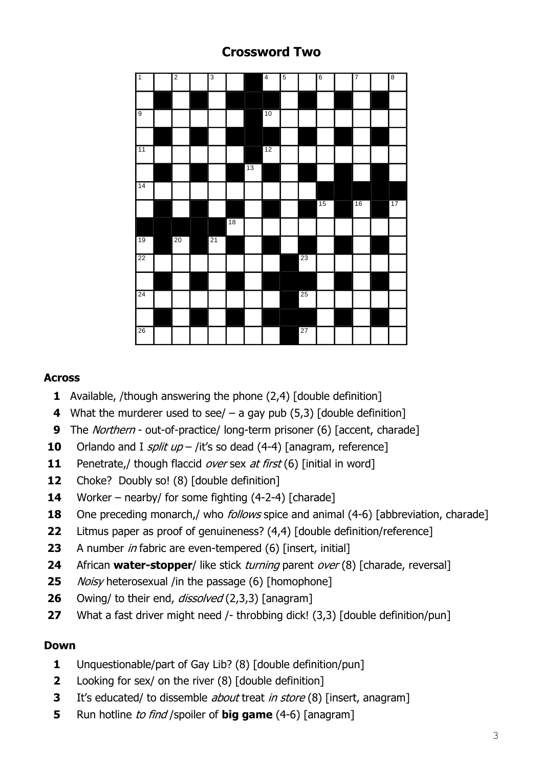# Crossword Two

### Across

**1** Available, /though answering the phone (2,4) [double definition]

**4** What the murderer used to see/ – a gay pub (5,3) [double definition]

**9** The *Northern* - out-of-practice/ long-term prisoner (6) [accent, charade]

**10** Orlando and I *split up* – /it's so dead (4-4) [anagram, reference]

**11** Penetrate,/ though flaccid *over* sex *at first* (6) [initial in word]

**12** Choke? Doubly so! (8) [double definition]

**14** Worker – nearby/ for some fighting (4-2-4) [charade]

**18** One preceding monarch,/ who *follows* spice and animal (4-6) [abbreviation, charade]

**22** Litmus paper as proof of genuineness? (4,4) [double definition/reference]

**23** A number *in* fabric are even-tempered (6) [insert, initial]

**24** African **water-stopper**/ like stick *turning* parent *over* (8) [charade, reversal]

**25** *Noisy* heterosexual /in the passage (6) [homophone]

**26** Owing/ to their end, *dissolved* (2,3,3) [anagram]

**27** What a fast driver might need /- throbbing dick! (3,3) [double definition/pun]

### Down

**1** Unquestionable/part of Gay Lib? (8) [double definition/pun]

**2** Looking for sex/ on the river (8) [double definition]

**3** It's educated/ to dissemble *about* treat *in store* (8) [insert, anagram]

**5** Run hotline *to find* /spoiler of **big game** (4-6) [anagram]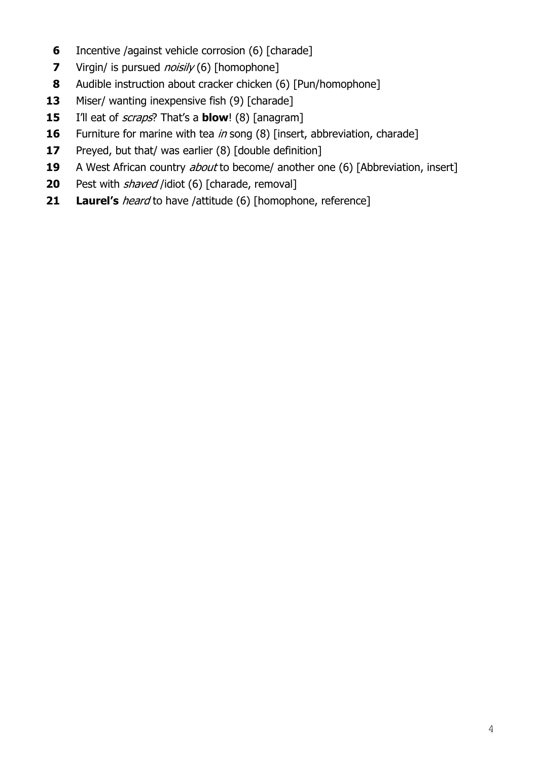**6** Incentive /against vehicle corrosion (6) [charade]

**7** Virgin/ is pursued *noisily* (6) [homophone]

**8** Audible instruction about cracker chicken (6) [Pun/homophone]

**13** Miser/ wanting inexpensive fish (9) [charade]

**15** I'll eat of *scraps*? That's a **blow**! (8) [anagram]

**16** Furniture for marine with tea *in* song (8) [insert, abbreviation, charade]

**17** Preyed, but that/ was earlier (8) [double definition]

**19** A West African country *about* to become/ another one (6) [Abbreviation, insert]

**20** Pest with *shaved* /idiot (6) [charade, removal]

**21** **Laurel's** *heard* to have /attitude (6) [homophone, reference]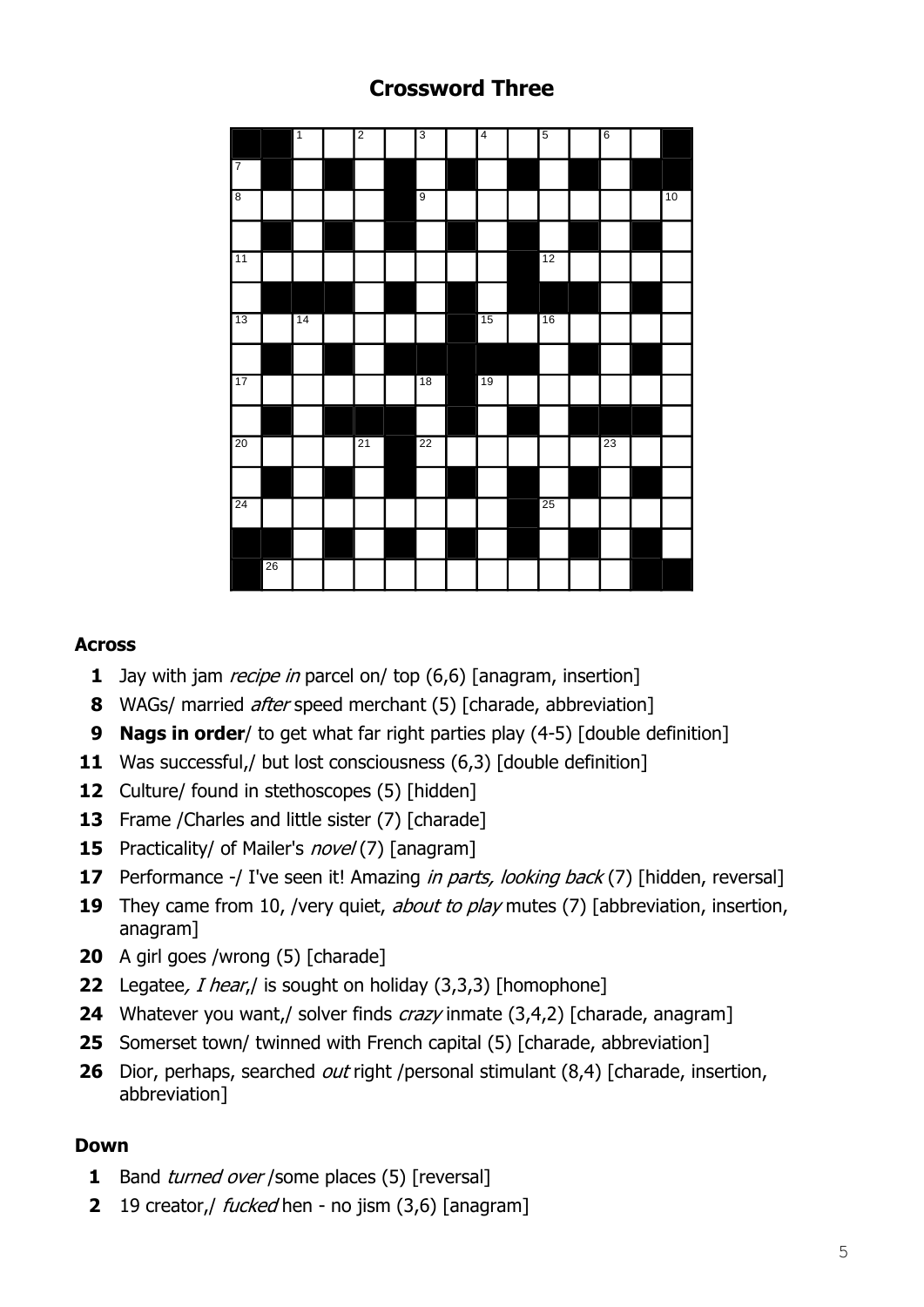# Crossword Three

## Across

**1** Jay with jam *recipe in* parcel on/ top (6,6) [anagram, insertion]

**8** WAGs/ married *after* speed merchant (5) [charade, abbreviation]

**9** **Nags in order**/ to get what far right parties play (4-5) [double definition]

**11** Was successful,/ but lost consciousness (6,3) [double definition]

**12** Culture/ found in stethoscopes (5) [hidden]

**13** Frame /Charles and little sister (7) [charade]

**15** Practicality/ of Mailer's *novel* (7) [anagram]

**17** Performance -/ I've seen it! Amazing *in parts, looking back* (7) [hidden, reversal]

**19** They came from 10, /very quiet, *about to play* mutes (7) [abbreviation, insertion, anagram]

**20** A girl goes /wrong (5) [charade]

**22** Legatee*, I hear*,/ is sought on holiday (3,3,3) [homophone]

**24** Whatever you want,/ solver finds *crazy* inmate (3,4,2) [charade, anagram]

**25** Somerset town/ twinned with French capital (5) [charade, abbreviation]

**26** Dior, perhaps, searched *out* right /personal stimulant (8,4) [charade, insertion, abbreviation]

## Down

**1** Band *turned over* /some places (5) [reversal]

**2** 19 creator,/ *fucked* hen - no jism (3,6) [anagram]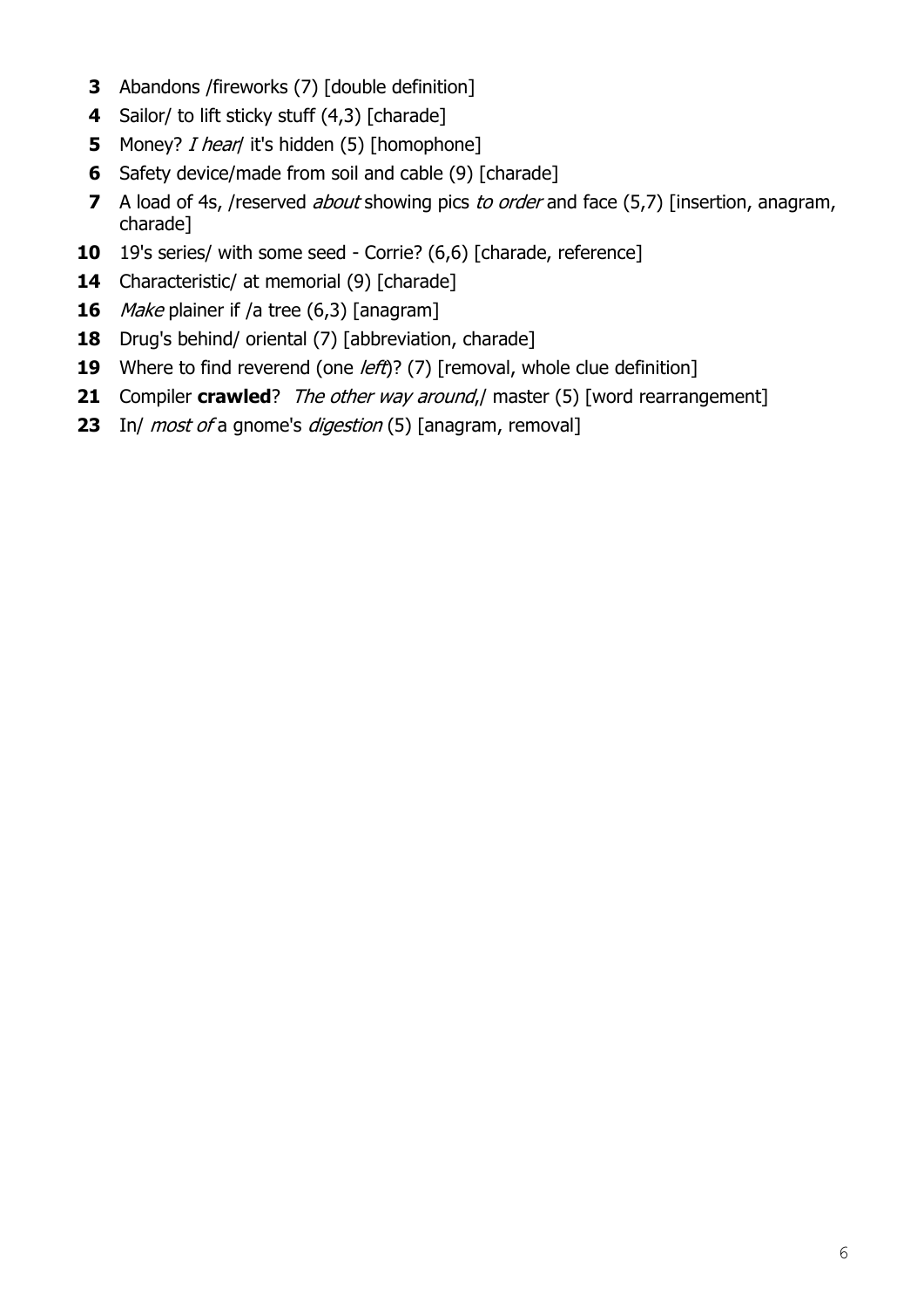**3** Abandons /fireworks (7) [double definition]

**4** Sailor/ to lift sticky stuff (4,3) [charade]

**5** Money? *I hear*/ it's hidden (5) [homophone]

**6** Safety device/made from soil and cable (9) [charade]

**7** A load of 4s, /reserved *about* showing pics *to order* and face (5,7) [insertion, anagram, charade]

**10** 19's series/ with some seed - Corrie? (6,6) [charade, reference]

**14** Characteristic/ at memorial (9) [charade]

**16** *Make* plainer if /a tree (6,3) [anagram]

**18** Drug's behind/ oriental (7) [abbreviation, charade]

**19** Where to find reverend (one *left*)? (7) [removal, whole clue definition]

**21** Compiler **crawled**? *The other way around*,/ master (5) [word rearrangement]

**23** In/ *most of* a gnome's *digestion* (5) [anagram, removal]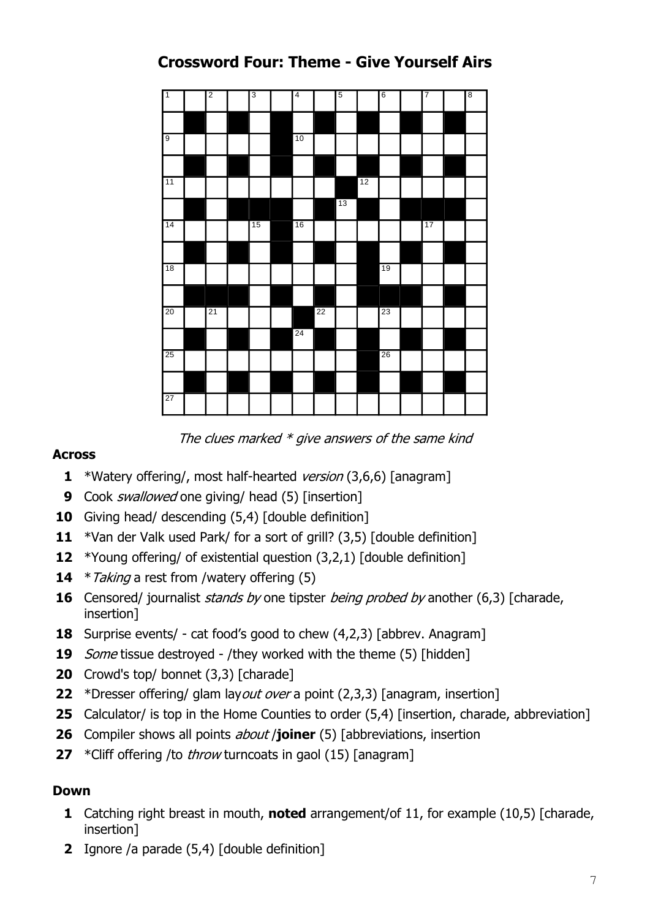# Crossword Four: Theme - Give Yourself Airs

*The clues marked * give answers of the same kind*

### Across

**1** *Watery offering/, most half-hearted *version* (3,6,6) [anagram]

**9** Cook *swallowed* one giving/ head (5) [insertion]

**10** Giving head/ descending (5,4) [double definition]

**11** *Van der Valk used Park/ for a sort of grill? (3,5) [double definition]

**12** *Young offering/ of existential question (3,2,1) [double definition]

**14** **Taking* a rest from /watery offering (5)

**16** Censored/ journalist *stands by* one tipster *being probed by* another (6,3) [charade, insertion]

**18** Surprise events/ - cat food's good to chew (4,2,3) [abbrev. Anagram]

**19** *Some* tissue destroyed - /they worked with the theme (5) [hidden]

**20** Crowd's top/ bonnet (3,3) [charade]

**22** *Dresser offering/ glam lay*out over* a point (2,3,3) [anagram, insertion]

**25** Calculator/ is top in the Home Counties to order (5,4) [insertion, charade, abbreviation]

**26** Compiler shows all points *about* /**joiner** (5) [abbreviations, insertion

**27** *Cliff offering /to *throw* turncoats in gaol (15) [anagram]

### Down

**1** Catching right breast in mouth, **noted** arrangement/of 11, for example (10,5) [charade, insertion]

**2** Ignore /a parade (5,4) [double definition]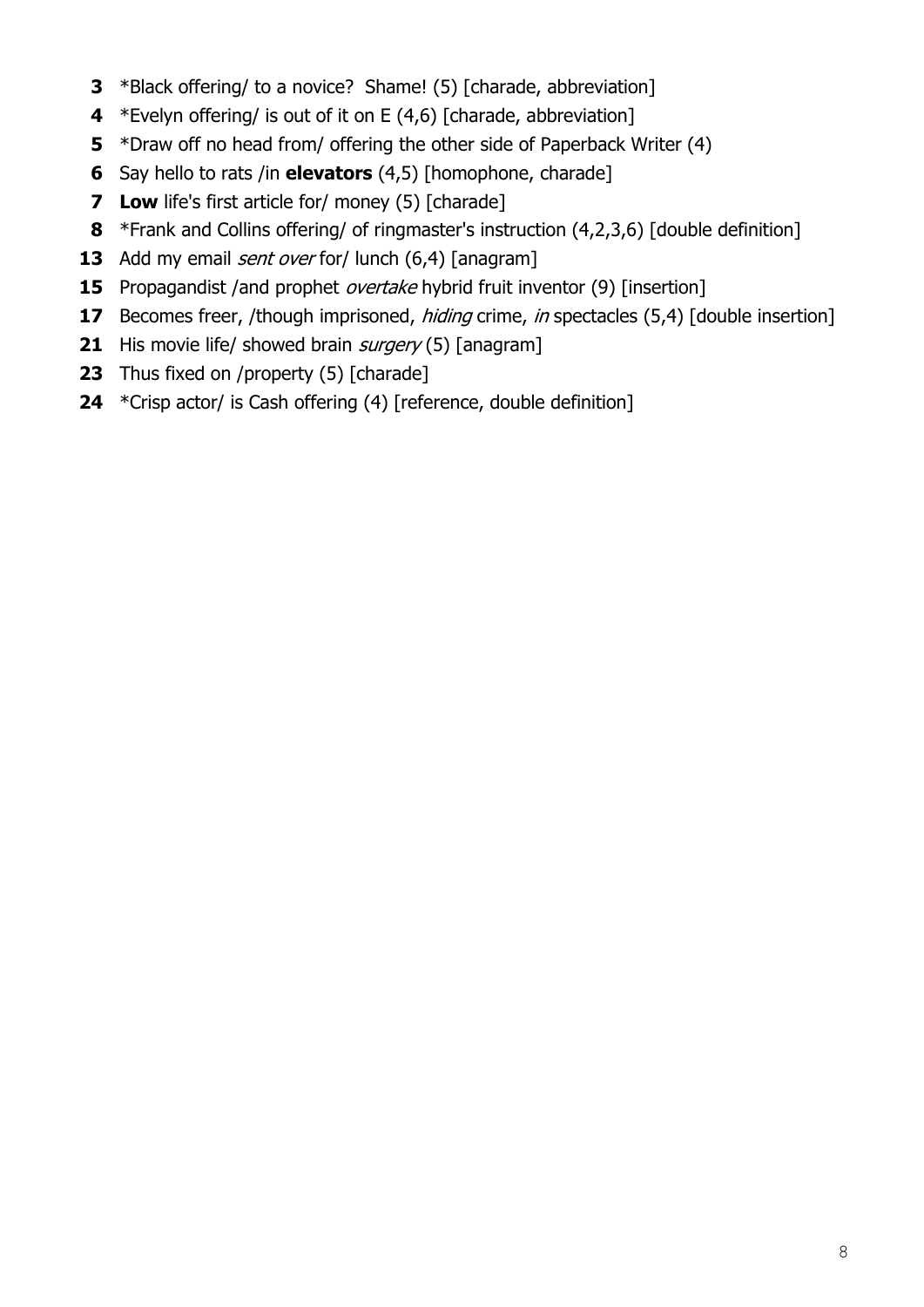**3** *Black offering/ to a novice? Shame! (5) [charade, abbreviation]

**4** *Evelyn offering/ is out of it on E (4,6) [charade, abbreviation]

**5** *Draw off no head from/ offering the other side of Paperback Writer (4)

**6** Say hello to rats /in **elevators** (4,5) [homophone, charade]

**7** **Low** life's first article for/ money (5) [charade]

**8** *Frank and Collins offering/ of ringmaster's instruction (4,2,3,6) [double definition]

**13** Add my email *sent over* for/ lunch (6,4) [anagram]

**15** Propagandist /and prophet *overtake* hybrid fruit inventor (9) [insertion]

**17** Becomes freer, /though imprisoned, *hiding* crime, *in* spectacles (5,4) [double insertion]

**21** His movie life/ showed brain *surgery* (5) [anagram]

**23** Thus fixed on /property (5) [charade]

**24** *Crisp actor/ is Cash offering (4) [reference, double definition]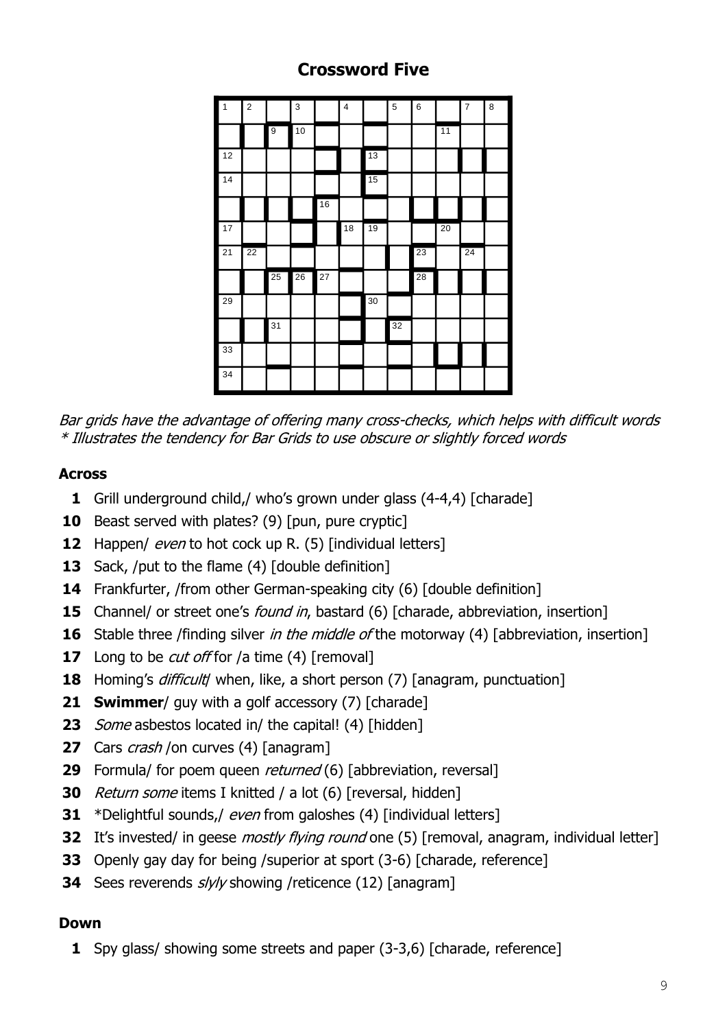# Crossword Five

*Bar grids have the advantage of offering many cross-checks, which helps with difficult words*
*\* Illustrates the tendency for Bar Grids to use obscure or slightly forced words*

### Across

**1** Grill underground child,/ who's grown under glass (4-4,4) [charade]
**10** Beast served with plates? (9) [pun, pure cryptic]
**12** Happen/ *even* to hot cock up R. (5) [individual letters]
**13** Sack, /put to the flame (4) [double definition]
**14** Frankfurter, /from other German-speaking city (6) [double definition]
**15** Channel/ or street one's *found in*, bastard (6) [charade, abbreviation, insertion]
**16** Stable three /finding silver *in the middle of* the motorway (4) [abbreviation, insertion]
**17** Long to be *cut off* for /a time (4) [removal]
**18** Homing's *difficult*/ when, like, a short person (7) [anagram, punctuation]
**21** **Swimmer**/ guy with a golf accessory (7) [charade]
**23** *Some* asbestos located in/ the capital! (4) [hidden]
**27** Cars *crash* /on curves (4) [anagram]
**29** Formula/ for poem queen *returned* (6) [abbreviation, reversal]
**30** *Return some* items I knitted / a lot (6) [reversal, hidden]
**31** *Delightful sounds,/ *even* from galoshes (4) [individual letters]
**32** It's invested/ in geese *mostly flying round* one (5) [removal, anagram, individual letter]
**33** Openly gay day for being /superior at sport (3-6) [charade, reference]
**34** Sees reverends *slyly* showing /reticence (12) [anagram]

### Down

**1** Spy glass/ showing some streets and paper (3-3,6) [charade, reference]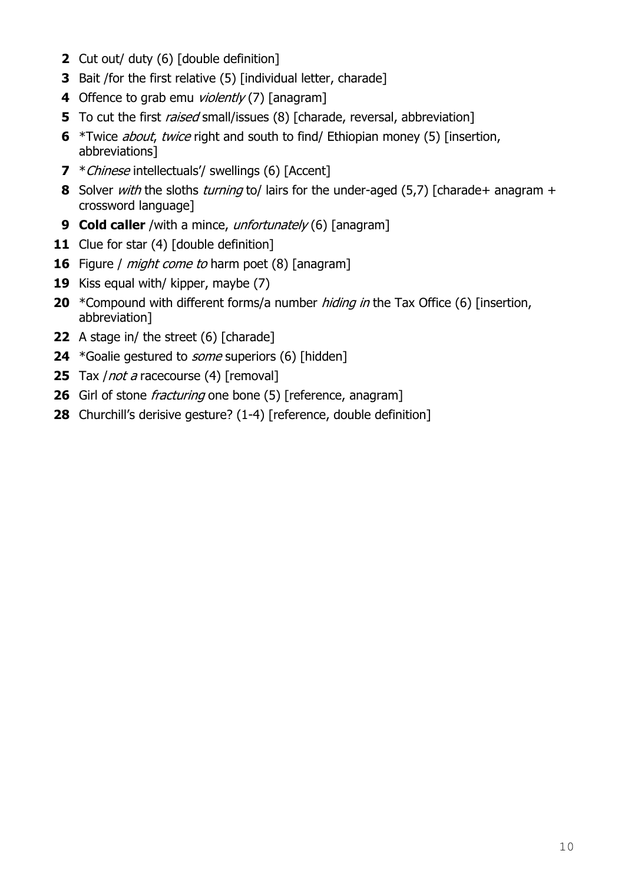**2** Cut out/ duty (6) [double definition]

**3** Bait /for the first relative (5) [individual letter, charade]

**4** Offence to grab emu *violently* (7) [anagram]

**5** To cut the first *raised* small/issues (8) [charade, reversal, abbreviation]

**6** *Twice *about*, *twice* right and south to find/ Ethiopian money (5) [insertion, abbreviations]

**7** **Chinese* intellectuals'/ swellings (6) [Accent]

**8** Solver *with* the sloths *turning* to/ lairs for the under-aged (5,7) [charade+ anagram + crossword language]

**9** **Cold caller** /with a mince, *unfortunately* (6) [anagram]

**11** Clue for star (4) [double definition]

**16** Figure / *might come to* harm poet (8) [anagram]

**19** Kiss equal with/ kipper, maybe (7)

**20** *Compound with different forms/a number *hiding in* the Tax Office (6) [insertion, abbreviation]

**22** A stage in/ the street (6) [charade]

**24** *Goalie gestured to *some* superiors (6) [hidden]

**25** Tax /*not a* racecourse (4) [removal]

**26** Girl of stone *fracturing* one bone (5) [reference, anagram]

**28** Churchill's derisive gesture? (1-4) [reference, double definition]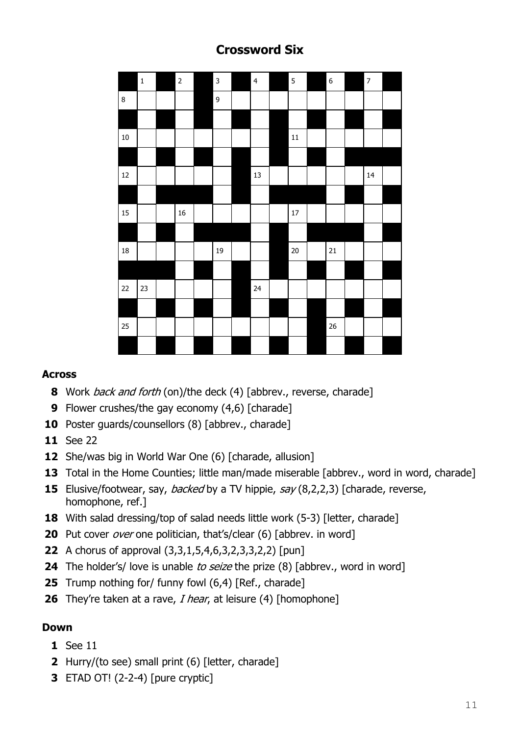# Crossword Six

## Across

**8** Work *back and forth* (on)/the deck (4) [abbrev., reverse, charade]

**9** Flower crushes/the gay economy (4,6) [charade]

**10** Poster guards/counsellors (8) [abbrev., charade]

**11** See 22

**12** She/was big in World War One (6) [charade, allusion]

**13** Total in the Home Counties; little man/made miserable [abbrev., word in word, charade]

**15** Elusive/footwear, say, *backed* by a TV hippie, *say* (8,2,2,3) [charade, reverse, homophone, ref.]

**18** With salad dressing/top of salad needs little work (5-3) [letter, charade]

**20** Put cover *over* one politician, that's/clear (6) [abbrev. in word]

**22** A chorus of approval (3,3,1,5,4,6,3,2,3,3,2,2) [pun]

**24** The holder's/ love is unable *to seize* the prize (8) [abbrev., word in word]

**25** Trump nothing for/ funny fowl (6,4) [Ref., charade]

**26** They're taken at a rave, *I hear*, at leisure (4) [homophone]

## Down

**1** See 11

**2** Hurry/(to see) small print (6) [letter, charade]

**3** ETAD OT! (2-2-4) [pure cryptic]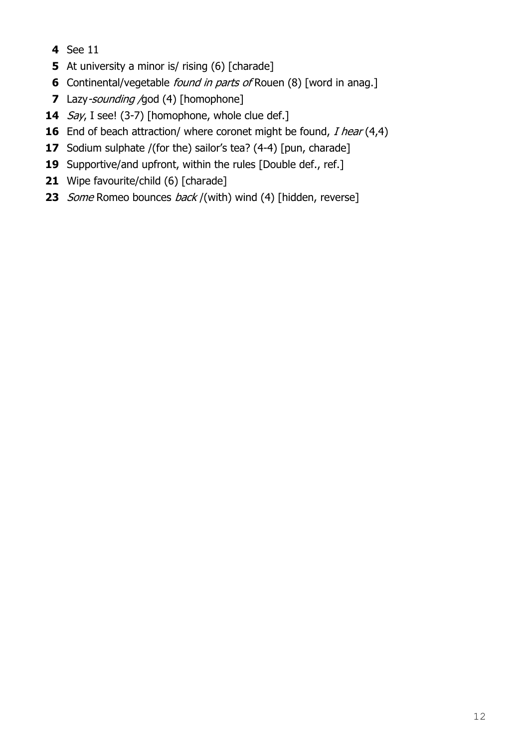**4** See 11

**5** At university a minor is/ rising (6) [charade]

**6** Continental/vegetable *found in parts of* Rouen (8) [word in anag.]

**7** Lazy-*sounding* /god (4) [homophone]

**14** *Say*, I see! (3-7) [homophone, whole clue def.]

**16** End of beach attraction/ where coronet might be found, *I hear* (4,4)

**17** Sodium sulphate /(for the) sailor's tea? (4-4) [pun, charade]

**19** Supportive/and upfront, within the rules [Double def., ref.]

**21** Wipe favourite/child (6) [charade]

**23** *Some* Romeo bounces *back* /(with) wind (4) [hidden, reverse]